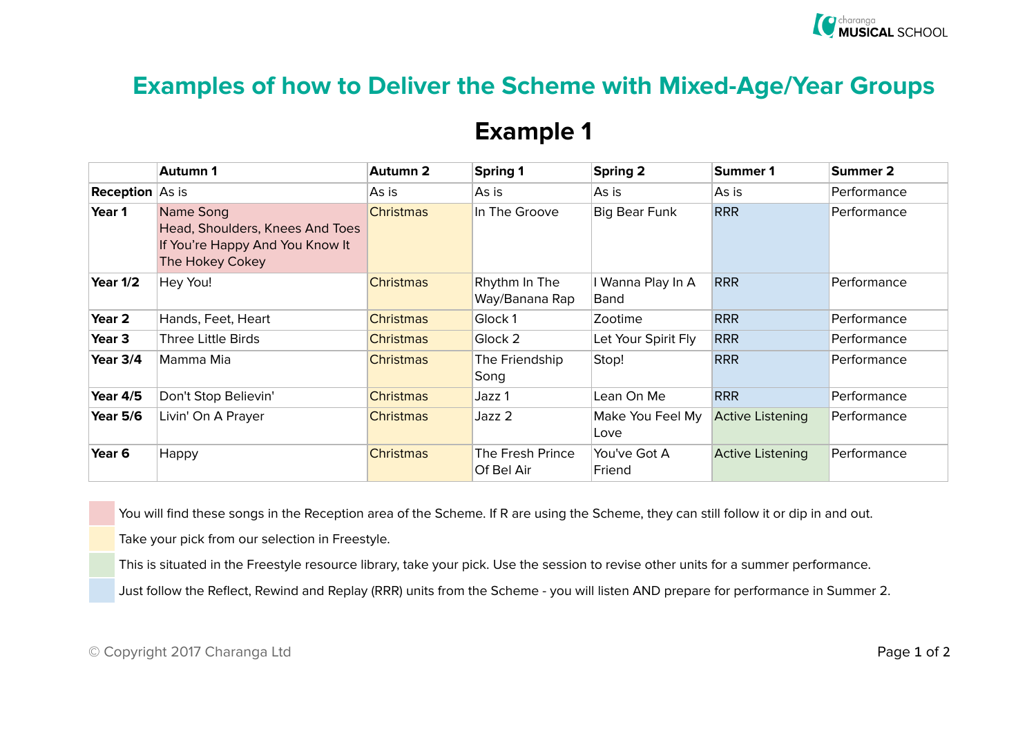# Examples of how to Deliver the Scheme with Mixed-Age/Year Groups

## Example 1

| | Autumn 1 | Autumn 2 | Spring 1 | Spring 2 | Summer 1 | Summer 2 |
|---|---|---|---|---|---|---|
| **Reception** | As is | As is | As is | As is | As is | Performance |
| **Year 1** | Name Song<br>Head, Shoulders, Knees And Toes<br>If You're Happy And You Know It<br>The Hokey Cokey | Christmas | In The Groove | Big Bear Funk | RRR | Performance |
| **Year 1/2** | Hey You! | Christmas | Rhythm In The Way/Banana Rap | I Wanna Play In A Band | RRR | Performance |
| **Year 2** | Hands, Feet, Heart | Christmas | Glock 1 | Zootime | RRR | Performance |
| **Year 3** | Three Little Birds | Christmas | Glock 2 | Let Your Spirit Fly | RRR | Performance |
| **Year 3/4** | Mamma Mia | Christmas | The Friendship Song | Stop! | RRR | Performance |
| **Year 4/5** | Don't Stop Believin' | Christmas | Jazz 1 | Lean On Me | RRR | Performance |
| **Year 5/6** | Livin' On A Prayer | Christmas | Jazz 2 | Make You Feel My Love | Active Listening | Performance |
| **Year 6** | Happy | Christmas | The Fresh Prince Of Bel Air | You've Got A Friend | Active Listening | Performance |

- (Pink) You will find these songs in the Reception area of the Scheme. If R are using the Scheme, they can still follow it or dip in and out.
- (Yellow) Take your pick from our selection in Freestyle.
- (Green) This is situated in the Freestyle resource library, take your pick. Use the session to revise other units for a summer performance.
- (Blue) Just follow the Reflect, Rewind and Replay (RRR) units from the Scheme - you will listen AND prepare for performance in Summer 2.

© Copyright 2017 Charanga Ltd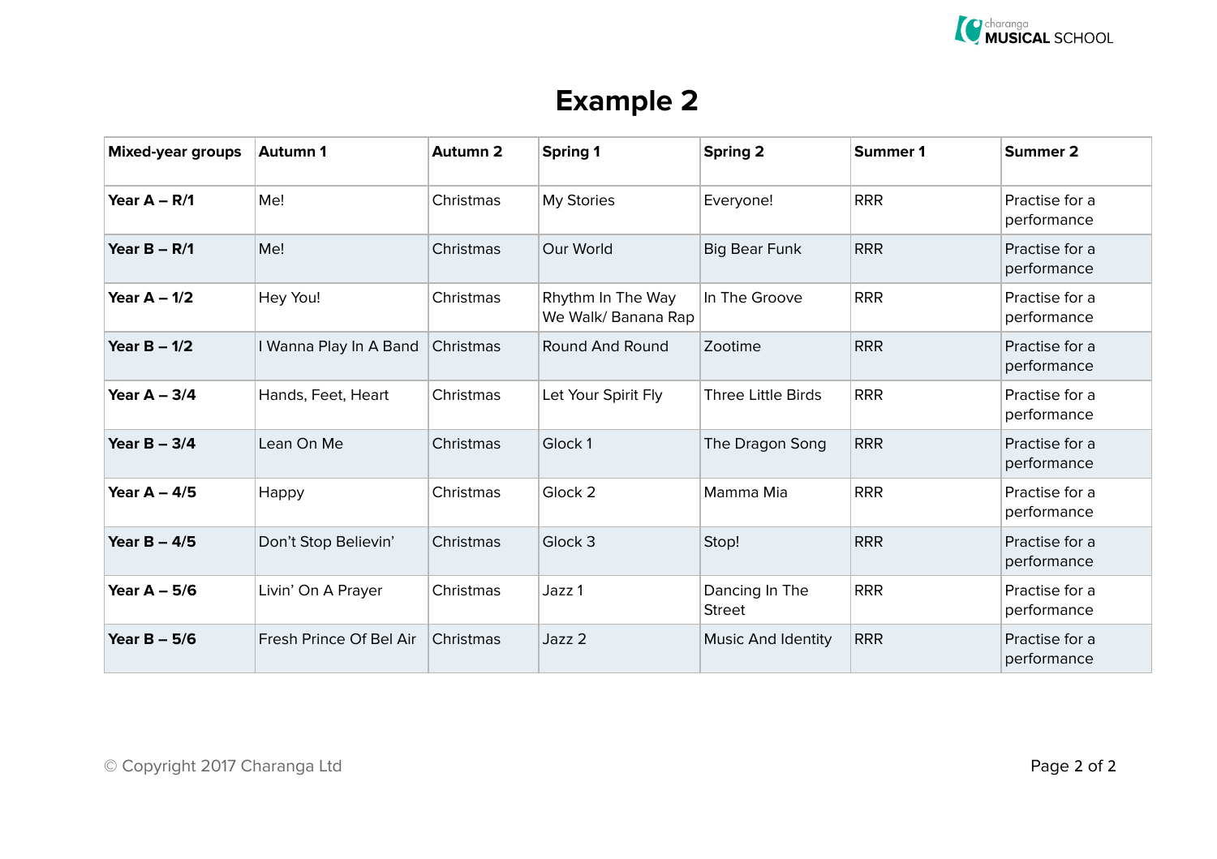# Example 2

| Mixed-year groups | Autumn 1 | Autumn 2 | Spring 1 | Spring 2 | Summer 1 | Summer 2 |
|---|---|---|---|---|---|---|
| **Year A – R/1** | Me! | Christmas | My Stories | Everyone! | RRR | Practise for a performance |
| **Year B – R/1** | Me! | Christmas | Our World | Big Bear Funk | RRR | Practise for a performance |
| **Year A – 1/2** | Hey You! | Christmas | Rhythm In The Way We Walk/ Banana Rap | In The Groove | RRR | Practise for a performance |
| **Year B – 1/2** | I Wanna Play In A Band | Christmas | Round And Round | Zootime | RRR | Practise for a performance |
| **Year A – 3/4** | Hands, Feet, Heart | Christmas | Let Your Spirit Fly | Three Little Birds | RRR | Practise for a performance |
| **Year B – 3/4** | Lean On Me | Christmas | Glock 1 | The Dragon Song | RRR | Practise for a performance |
| **Year A – 4/5** | Happy | Christmas | Glock 2 | Mamma Mia | RRR | Practise for a performance |
| **Year B – 4/5** | Don't Stop Believin' | Christmas | Glock 3 | Stop! | RRR | Practise for a performance |
| **Year A – 5/6** | Livin' On A Prayer | Christmas | Jazz 1 | Dancing In The Street | RRR | Practise for a performance |
| **Year B – 5/6** | Fresh Prince Of Bel Air | Christmas | Jazz 2 | Music And Identity | RRR | Practise for a performance |

© Copyright 2017 Charanga Ltd